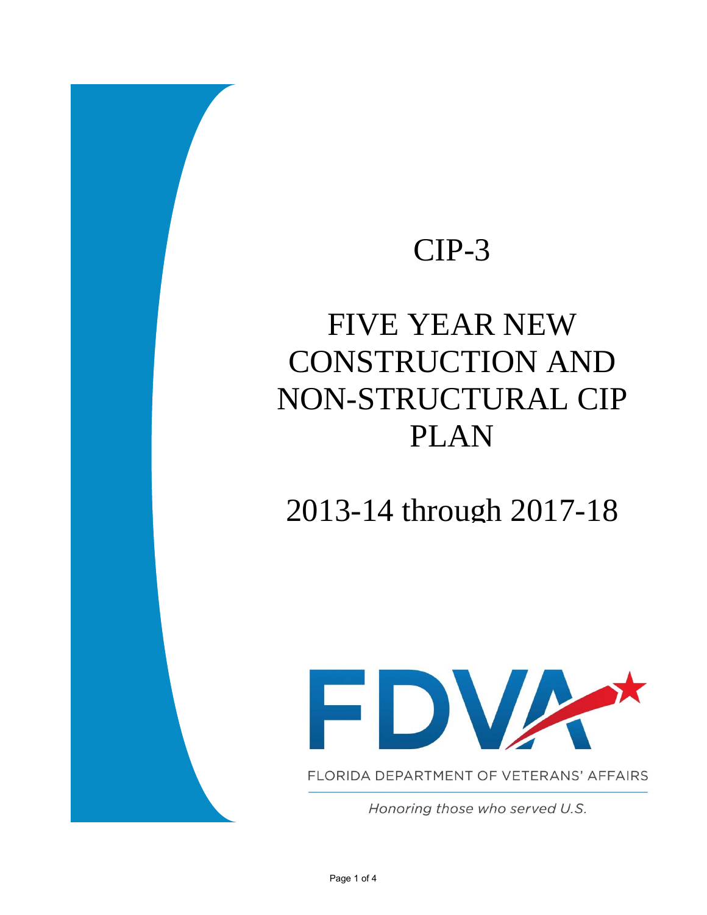# CIP-3

# FIVE YEAR NEW CONSTRUCTION AND NON-STRUCTURAL CIP PLAN

## 2013-14 through 2017-18

FLORIDA DEPARTMENT OF VETERANS' AFFAIRS

*Honoring those who served U.S.*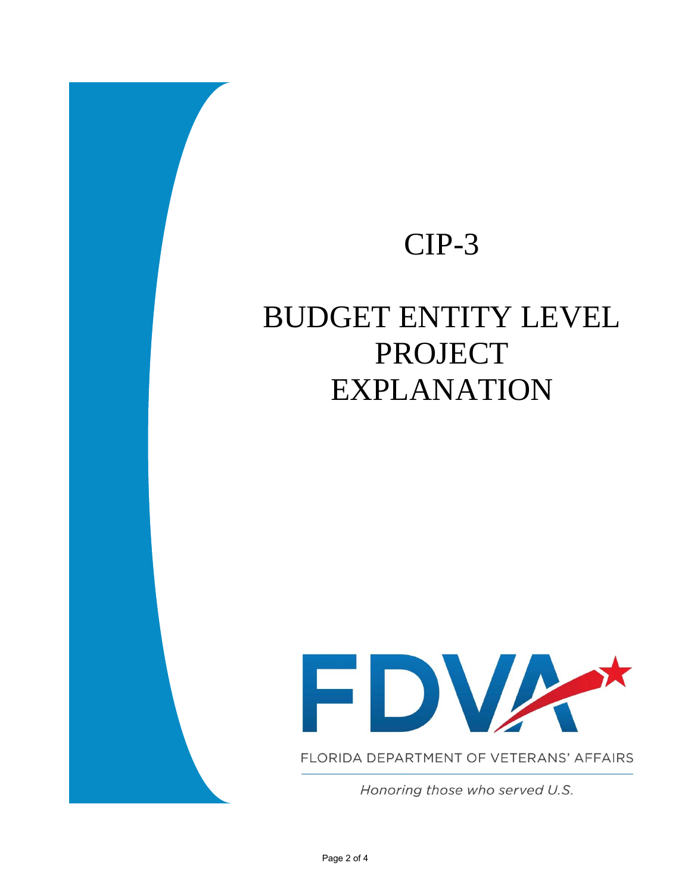# CIP-3

# BUDGET ENTITY LEVEL PROJECT EXPLANATION

FDVA

FLORIDA DEPARTMENT OF VETERANS' AFFAIRS

*Honoring those who served U.S.*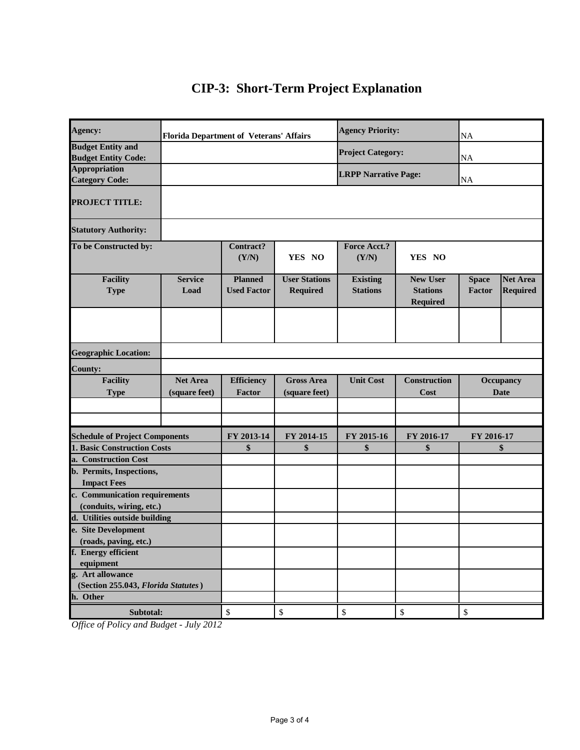# CIP-3: Short-Term Project Explanation

| | | | | | | | |
|---|---|---|---|---|---|---|---|
| **Agency:** | **Florida Department of Veterans' Affairs** | | | **Agency Priority:** | | NA | |
| **Budget Entity and Budget Entity Code:** | | | | **Project Category:** | | NA | |
| **Appropriation Category Code:** | | | | **LRPP Narrative Page:** | | NA | |
| **PROJECT TITLE:** | | | | | | | |
| **Statutory Authority:** | | | | | | | |
| **To be Constructed by:** | | **Contract? (Y/N)** | **YES NO** | **Force Acct.? (Y/N)** | **YES NO** | | |
| **Facility Type** | **Service Load** | **Planned Used Factor** | **User Stations Required** | **Existing Stations** | **New User Stations Required** | **Space Factor** | **Net Area Required** |
| | | | | | | | |
| **Geographic Location:** | | | | | | | |
| **County:** | | | | | | | |
| **Facility Type** | **Net Area (square feet)** | **Efficiency Factor** | **Gross Area (square feet)** | **Unit Cost** | **Construction Cost** | **Occupancy Date** | |
| | | | | | | | |
| | | | | | | | |

| **Schedule of Project Components** | **FY 2013-14** | **FY 2014-15** | **FY 2015-16** | **FY 2016-17** | **FY 2016-17** |
|---|---|---|---|---|---|
| **1. Basic Construction Costs** | **$** | **$** | **$** | **$** | **$** |
| **a. Construction Cost** | | | | | |
| **b. Permits, Inspections, Impact Fees** | | | | | |
| **c. Communication requirements (conduits, wiring, etc.)** | | | | | |
| **d. Utilities outside building** | | | | | |
| **e. Site Development (roads, paving, etc.)** | | | | | |
| **f. Energy efficient equipment** | | | | | |
| **g. Art allowance (Section 255.043, *Florida Statutes*)** | | | | | |
| **h. Other** | | | | | |
| **Subtotal:** | $ | $ | $ | $ | $ |

*Office of Policy and Budget - July 2012*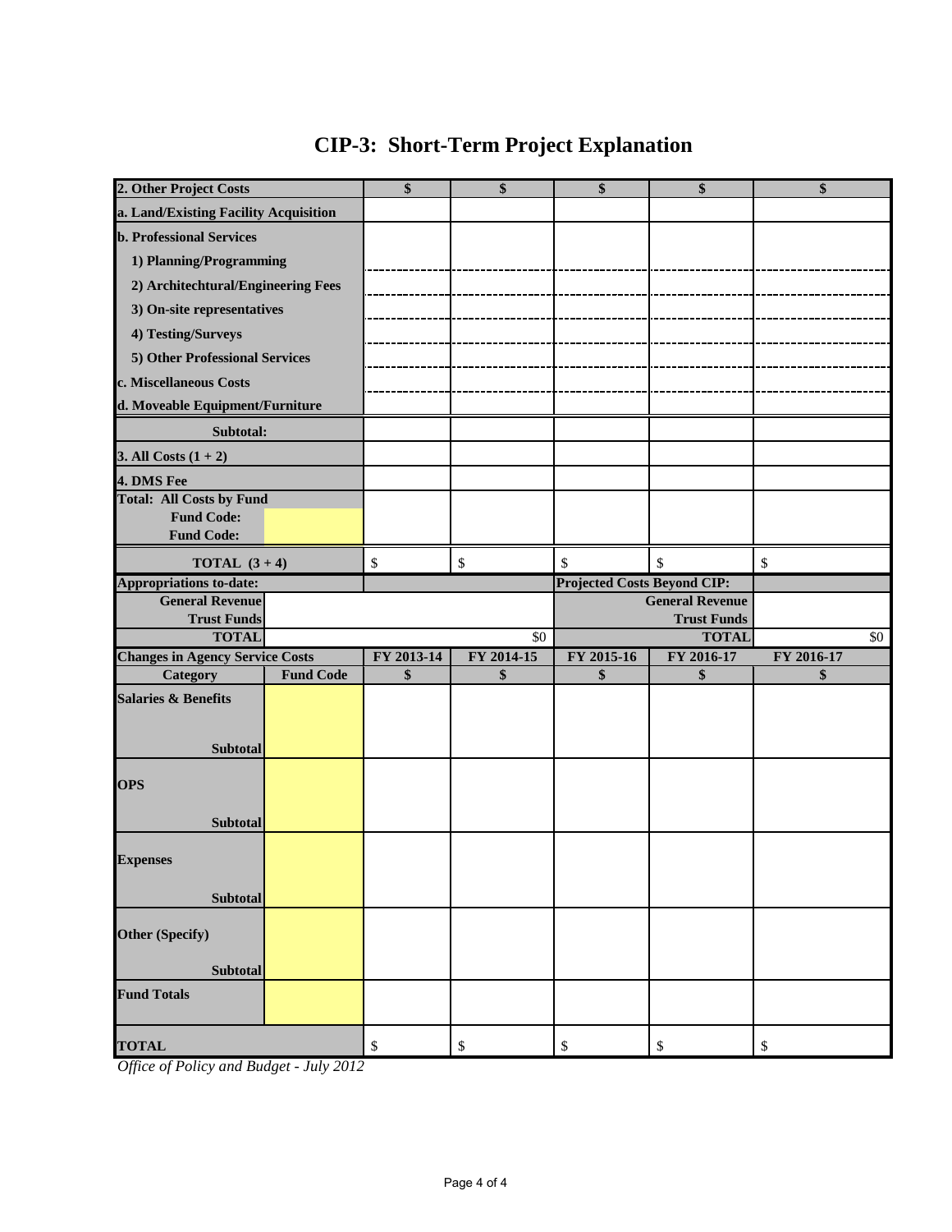# CIP-3: Short-Term Project Explanation

| 2. Other Project Costs | | $ | $ | $ | $ | $ |
|---|---|---|---|---|---|---|
| a. Land/Existing Facility Acquisition | | | | | | |
| b. Professional Services | | | | | | |
| 1) Planning/Programming | | | | | | |
| 2) Architechtural/Engineering Fees | | | | | | |
| 3) On-site representatives | | | | | | |
| 4) Testing/Surveys | | | | | | |
| 5) Other Professional Services | | | | | | |
| c. Miscellaneous Costs | | | | | | |
| d. Moveable Equipment/Furniture | | | | | | |
| Subtotal: | | | | | | |
| 3. All Costs (1 + 2) | | | | | | |
| 4. DMS Fee | | | | | | |
| Total: All Costs by Fund | | | | | | |
| Fund Code: | | | | | | |
| Fund Code: | | | | | | |
| TOTAL (3 + 4) | | $ | $ | $ | $ | $ |
| Appropriations to-date: | | | | Projected Costs Beyond CIP: | | |
| General Revenue | | | | | General Revenue | |
| Trust Funds | | | | | Trust Funds | |
| TOTAL | | | $0 | | TOTAL | $0 |
| Changes in Agency Service Costs | | FY 2013-14 | FY 2014-15 | FY 2015-16 | FY 2016-17 | FY 2016-17 |
| Category | Fund Code | $ | $ | $ | $ | $ |
| Salaries & Benefits | | | | | | |
| Subtotal | | | | | | |
| OPS | | | | | | |
| Subtotal | | | | | | |
| Expenses | | | | | | |
| Subtotal | | | | | | |
| Other (Specify) | | | | | | |
| Subtotal | | | | | | |
| Fund Totals | | | | | | |
| TOTAL | | $ | $ | $ | $ | $ |

*Office of Policy and Budget - July 2012*